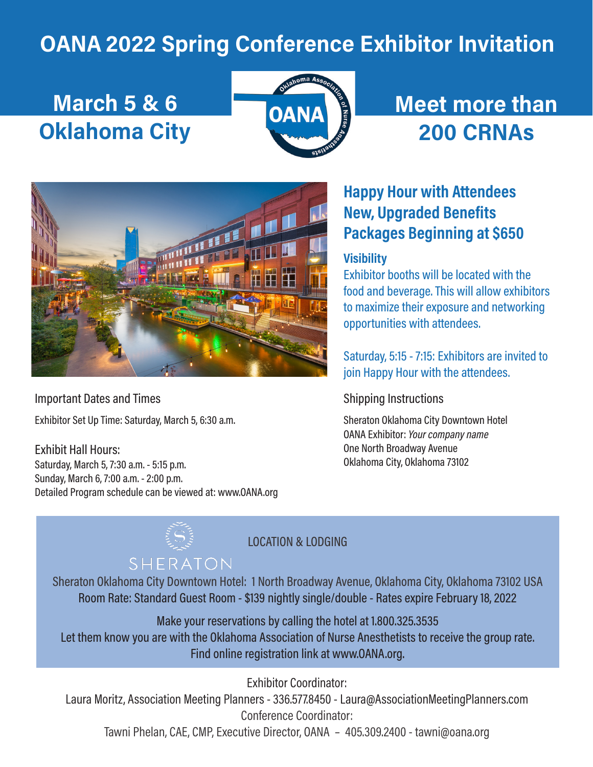# OANA 2022 Spring Conference Exhibitor Invitation

## March 5 & 6
## Oklahoma City

## Meet more than 200 CRNAs

### Happy Hour with Attendees
### New, Upgraded Benefits Packages Beginning at $650

**Visibility**

Exhibitor booths will be located with the food and beverage. This will allow exhibitors to maximize their exposure and networking opportunities with attendees.

Saturday, 5:15 - 7:15: Exhibitors are invited to join Happy Hour with the attendees.

Important Dates and Times

Exhibitor Set Up Time: Saturday, March 5, 6:30 a.m.

Exhibit Hall Hours:
Saturday, March 5, 7:30 a.m. - 5:15 p.m.
Sunday, March 6, 7:00 a.m. - 2:00 p.m.
Detailed Program schedule can be viewed at: www.OANA.org

Shipping Instructions

Sheraton Oklahoma City Downtown Hotel
OANA Exhibitor: *Your company name*
One North Broadway Avenue
Oklahoma City, Oklahoma 73102

SHERATON

LOCATION & LODGING

Sheraton Oklahoma City Downtown Hotel: 1 North Broadway Avenue, Oklahoma City, Oklahoma 73102 USA
Room Rate: Standard Guest Room - $139 nightly single/double - Rates expire February 18, 2022

Make your reservations by calling the hotel at 1.800.325.3535
Let them know you are with the Oklahoma Association of Nurse Anesthetists to receive the group rate.
Find online registration link at www.OANA.org.

Exhibitor Coordinator:
Laura Moritz, Association Meeting Planners - 336.577.8450 - Laura@AssociationMeetingPlanners.com
Conference Coordinator:
Tawni Phelan, CAE, CMP, Executive Director, OANA – 405.309.2400 - tawni@oana.org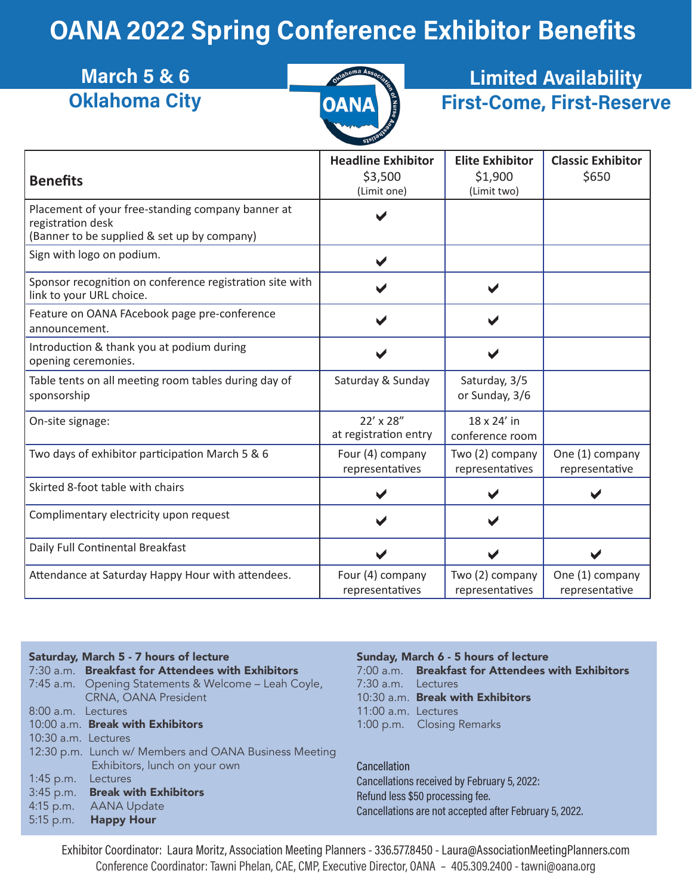# OANA 2022 Spring Conference Exhibitor Benefits

**March 5 & 6**
**Oklahoma City**

**Limited Availability**
**First-Come, First-Reserve**

| **Benefits** | **Headline Exhibitor** $3,500 (Limit one) | **Elite Exhibitor** $1,900 (Limit two) | **Classic Exhibitor** $650 |
|---|---|---|---|
| Placement of your free-standing company banner at registration desk (Banner to be supplied & set up by company) | ✔ | | |
| Sign with logo on podium. | ✔ | | |
| Sponsor recognition on conference registration site with link to your URL choice. | ✔ | ✔ | |
| Feature on OANA FAcebook page pre-conference announcement. | ✔ | ✔ | |
| Introduction & thank you at podium during opening ceremonies. | ✔ | ✔ | |
| Table tents on all meeting room tables during day of sponsorship | Saturday & Sunday | Saturday, 3/5 or Sunday, 3/6 | |
| On-site signage: | 22’ x 28” at registration entry | 18 x 24’ in conference room | |
| Two days of exhibitor participation March 5 & 6 | Four (4) company representatives | Two (2) company representatives | One (1) company representative |
| Skirted 8-foot table with chairs | ✔ | ✔ | ✔ |
| Complimentary electricity upon request | ✔ | ✔ | |
| Daily Full Continental Breakfast | ✔ | ✔ | ✔ |
| Attendance at Saturday Happy Hour with attendees. | Four (4) company representatives | Two (2) company representatives | One (1) company representative |

**Saturday, March 5 - 7 hours of lecture**

7:30 a.m. **Breakfast for Attendees with Exhibitors**
7:45 a.m. Opening Statements & Welcome – Leah Coyle, CRNA, OANA President
8:00 a.m. Lectures
10:00 a.m. **Break with Exhibitors**
10:30 a.m. Lectures
12:30 p.m. Lunch w/ Members and OANA Business Meeting Exhibitors, lunch on your own
1:45 p.m. Lectures
3:45 p.m. **Break with Exhibitors**
4:15 p.m. AANA Update
5:15 p.m. **Happy Hour**

**Sunday, March 6 - 5 hours of lecture**

7:00 a.m. **Breakfast for Attendees with Exhibitors**
7:30 a.m. Lectures
10:30 a.m. **Break with Exhibitors**
11:00 a.m. Lectures
1:00 p.m. Closing Remarks

Cancellation
Cancellations received by February 5, 2022:
Refund less $50 processing fee.
Cancellations are not accepted after February 5, 2022.

Exhibitor Coordinator: Laura Moritz, Association Meeting Planners - 336.577.8450 - Laura@AssociationMeetingPlanners.com
Conference Coordinator: Tawni Phelan, CAE, CMP, Executive Director, OANA – 405.309.2400 - tawni@oana.org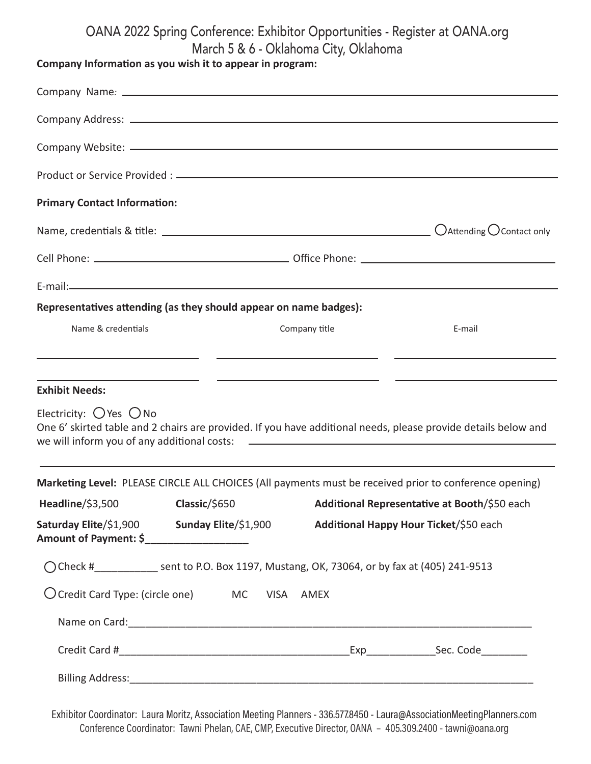# OANA 2022 Spring Conference: Exhibitor Opportunities - Register at OANA.org

## March 5 & 6 - Oklahoma City, Oklahoma

**Company Information as you wish it to appear in program:**

Company Name: ___________________________________________

Company Address: ___________________________________________

Company Website: ___________________________________________

Product or Service Provided : ___________________________________________

**Primary Contact Information:**

Name, credentials & title: ___________________________ ◯ Attending ◯ Contact only

Cell Phone: ____________________ Office Phone: ____________________

E-mail: ___________________________________________

**Representatives attending (as they should appear on name badges):**

| Name & credentials | Company title | E-mail |
|---|---|---|
| | | |
| | | |

**Exhibit Needs:**

Electricity: ◯ Yes ◯ No

One 6' skirted table and 2 chairs are provided. If you have additional needs, please provide details below and we will inform you of any additional costs: ___________________________________________

___________________________________________

**Marketing Level:** PLEASE CIRCLE ALL CHOICES (All payments must be received prior to conference opening)

| | | |
|---|---|---|
| **Headline**/$3,500 | **Classic**/$650 | **Additional Representative at Booth**/$50 each |
| **Saturday Elite**/$1,900 | **Sunday Elite**/$1,900 | **Additional Happy Hour Ticket**/$50 each |

**Amount of Payment: $__________________**

◯ Check #___________ sent to P.O. Box 1197, Mustang, OK, 73064, or by fax at (405) 241-9513

◯ Credit Card Type: (circle one) MC VISA AMEX

Name on Card:___________________________________________

Credit Card #__________________________Exp____________Sec. Code________

Billing Address:___________________________________________

Exhibitor Coordinator: Laura Moritz, Association Meeting Planners - 336.577.8450 - Laura@AssociationMeetingPlanners.com

Conference Coordinator: Tawni Phelan, CAE, CMP, Executive Director, OANA – 405.309.2400 - tawni@oana.org